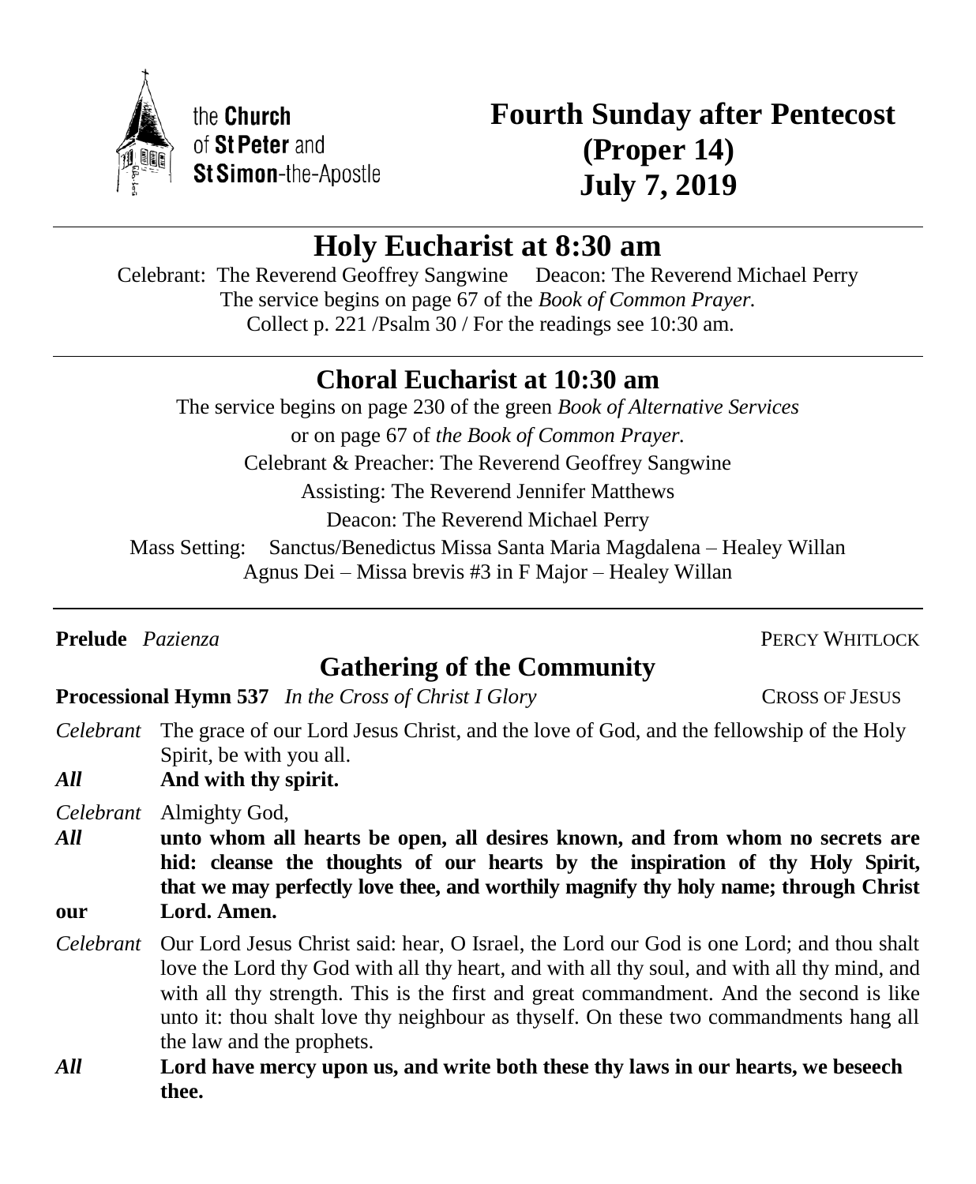the **Church** of **St Peter** and **St Simon**-the-Apostle

# Fourth Sunday after Pentecost (Proper 14) July 7, 2019

## Holy Eucharist at 8:30 am

Celebrant: The Reverend Geoffrey Sangwine  Deacon: The Reverend Michael Perry
The service begins on page 67 of the *Book of Common Prayer.*
Collect p. 221 /Psalm 30 / For the readings see 10:30 am.

## Choral Eucharist at 10:30 am

The service begins on page 230 of the green *Book of Alternative Services*
or on page 67 of *the Book of Common Prayer*.
Celebrant & Preacher: The Reverend Geoffrey Sangwine
Assisting: The Reverend Jennifer Matthews
Deacon: The Reverend Michael Perry
Mass Setting: Sanctus/Benedictus Missa Santa Maria Magdalena – Healey Willan
Agnus Dei – Missa brevis #3 in F Major – Healey Willan

**Prelude** *Pazienza* PERCY WHITLOCK

## Gathering of the Community

**Processional Hymn 537** *In the Cross of Christ I Glory* CROSS OF JESUS

*Celebrant* The grace of our Lord Jesus Christ, and the love of God, and the fellowship of the Holy Spirit, be with you all.

***All*** **And with thy spirit.**

*Celebrant* Almighty God,

***All*** **unto whom all hearts be open, all desires known, and from whom no secrets are hid: cleanse the thoughts of our hearts by the inspiration of thy Holy Spirit, that we may perfectly love thee, and worthily magnify thy holy name; through Christ our Lord. Amen.**

*Celebrant* Our Lord Jesus Christ said: hear, O Israel, the Lord our God is one Lord; and thou shalt love the Lord thy God with all thy heart, and with all thy soul, and with all thy mind, and with all thy strength. This is the first and great commandment. And the second is like unto it: thou shalt love thy neighbour as thyself. On these two commandments hang all the law and the prophets.

***All*** **Lord have mercy upon us, and write both these thy laws in our hearts, we beseech thee.**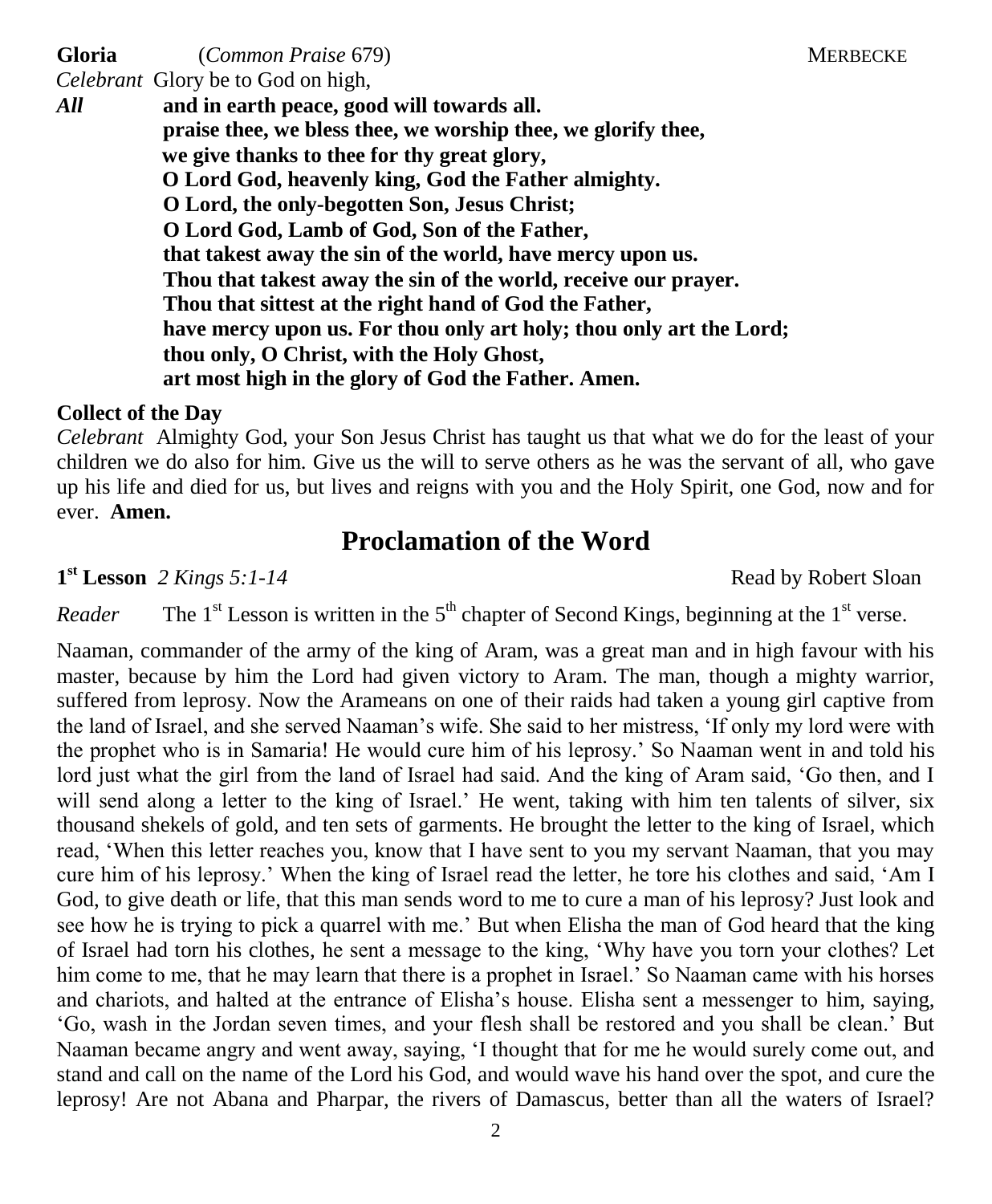**Gloria** (*Common Praise* 679) MERBECKE

*Celebrant* Glory be to God on high,

***All*** **and in earth peace, good will towards all.**
**praise thee, we bless thee, we worship thee, we glorify thee,**
**we give thanks to thee for thy great glory,**
**O Lord God, heavenly king, God the Father almighty.**
**O Lord, the only-begotten Son, Jesus Christ;**
**O Lord God, Lamb of God, Son of the Father,**
**that takest away the sin of the world, have mercy upon us.**
**Thou that takest away the sin of the world, receive our prayer.**
**Thou that sittest at the right hand of God the Father,**
**have mercy upon us. For thou only art holy; thou only art the Lord;**
**thou only, O Christ, with the Holy Ghost,**
**art most high in the glory of God the Father. Amen.**

**Collect of the Day**

*Celebrant* Almighty God, your Son Jesus Christ has taught us that what we do for the least of your children we do also for him. Give us the will to serve others as he was the servant of all, who gave up his life and died for us, but lives and reigns with you and the Holy Spirit, one God, now and for ever. **Amen.**

## Proclamation of the Word

**1st Lesson** *2 Kings 5:1-14* Read by Robert Sloan

*Reader* The 1st Lesson is written in the 5th chapter of Second Kings, beginning at the 1st verse.

Naaman, commander of the army of the king of Aram, was a great man and in high favour with his master, because by him the Lord had given victory to Aram. The man, though a mighty warrior, suffered from leprosy. Now the Arameans on one of their raids had taken a young girl captive from the land of Israel, and she served Naaman's wife. She said to her mistress, 'If only my lord were with the prophet who is in Samaria! He would cure him of his leprosy.' So Naaman went in and told his lord just what the girl from the land of Israel had said. And the king of Aram said, 'Go then, and I will send along a letter to the king of Israel.' He went, taking with him ten talents of silver, six thousand shekels of gold, and ten sets of garments. He brought the letter to the king of Israel, which read, 'When this letter reaches you, know that I have sent to you my servant Naaman, that you may cure him of his leprosy.' When the king of Israel read the letter, he tore his clothes and said, 'Am I God, to give death or life, that this man sends word to me to cure a man of his leprosy? Just look and see how he is trying to pick a quarrel with me.' But when Elisha the man of God heard that the king of Israel had torn his clothes, he sent a message to the king, 'Why have you torn your clothes? Let him come to me, that he may learn that there is a prophet in Israel.' So Naaman came with his horses and chariots, and halted at the entrance of Elisha's house. Elisha sent a messenger to him, saying, 'Go, wash in the Jordan seven times, and your flesh shall be restored and you shall be clean.' But Naaman became angry and went away, saying, 'I thought that for me he would surely come out, and stand and call on the name of the Lord his God, and would wave his hand over the spot, and cure the leprosy! Are not Abana and Pharpar, the rivers of Damascus, better than all the waters of Israel?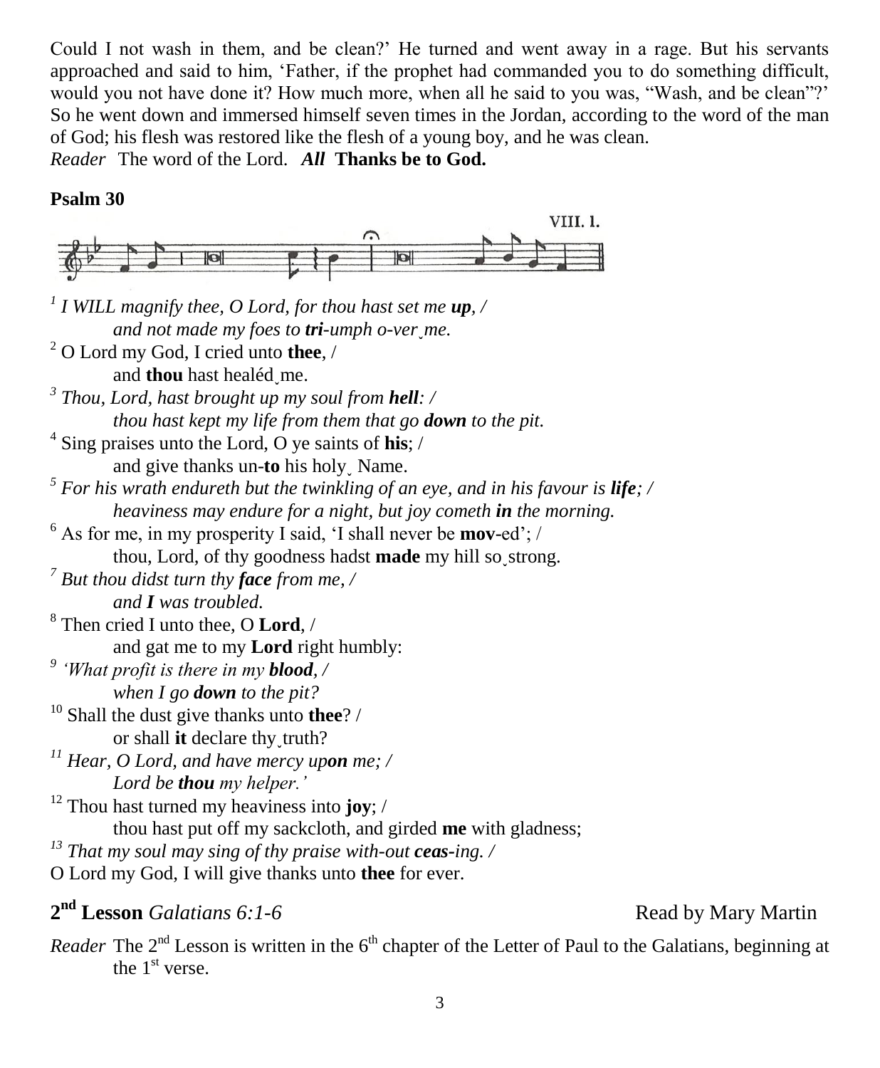Could I not wash in them, and be clean?' He turned and went away in a rage. But his servants approached and said to him, 'Father, if the prophet had commanded you to do something difficult, would you not have done it? How much more, when all he said to you was, "Wash, and be clean"?' So he went down and immersed himself seven times in the Jordan, according to the word of the man of God; his flesh was restored like the flesh of a young boy, and he was clean.

*Reader* The word of the Lord. ***All*** **Thanks be to God.**

**Psalm 30**

VIII. 1.

*1 I WILL magnify thee, O Lord, for thou hast set me **up**, /*
*and not made my foes to **tri**-umph o-ver˛me.*

2 O Lord my God, I cried unto **thee**, /
and **thou** hast healéd˛me.

*3 Thou, Lord, hast brought up my soul from **hell**: /*
*thou hast kept my life from them that go **down** to the pit.*

4 Sing praises unto the Lord, O ye saints of **his**; /
and give thanks un-**to** his holy˛ Name.

*5 For his wrath endureth but the twinkling of an eye, and in his favour is **life**; /*
*heaviness may endure for a night, but joy cometh **in** the morning.*

6 As for me, in my prosperity I said, 'I shall never be **mov**-ed'; /
thou, Lord, of thy goodness hadst **made** my hill so˛strong.

*7 But thou didst turn thy **face** from me, /*
*and **I** was troubled.*

8 Then cried I unto thee, O **Lord**, /
and gat me to my **Lord** right humbly:

*9 'What profit is there in my **blood**, /*
*when I go **down** to the pit?*

10 Shall the dust give thanks unto **thee**? /
or shall **it** declare thy˛truth?

*11 Hear, O Lord, and have mercy up**on** me; /*
*Lord be **thou** my helper.'*

12 Thou hast turned my heaviness into **joy**; /
thou hast put off my sackcloth, and girded **me** with gladness;

*13 That my soul may sing of thy praise with-out **ceas**-ing. /*
O Lord my God, I will give thanks unto **thee** for ever.

## 2nd Lesson *Galatians 6:1-6* Read by Mary Martin

*Reader* The 2nd Lesson is written in the 6th chapter of the Letter of Paul to the Galatians, beginning at the 1st verse.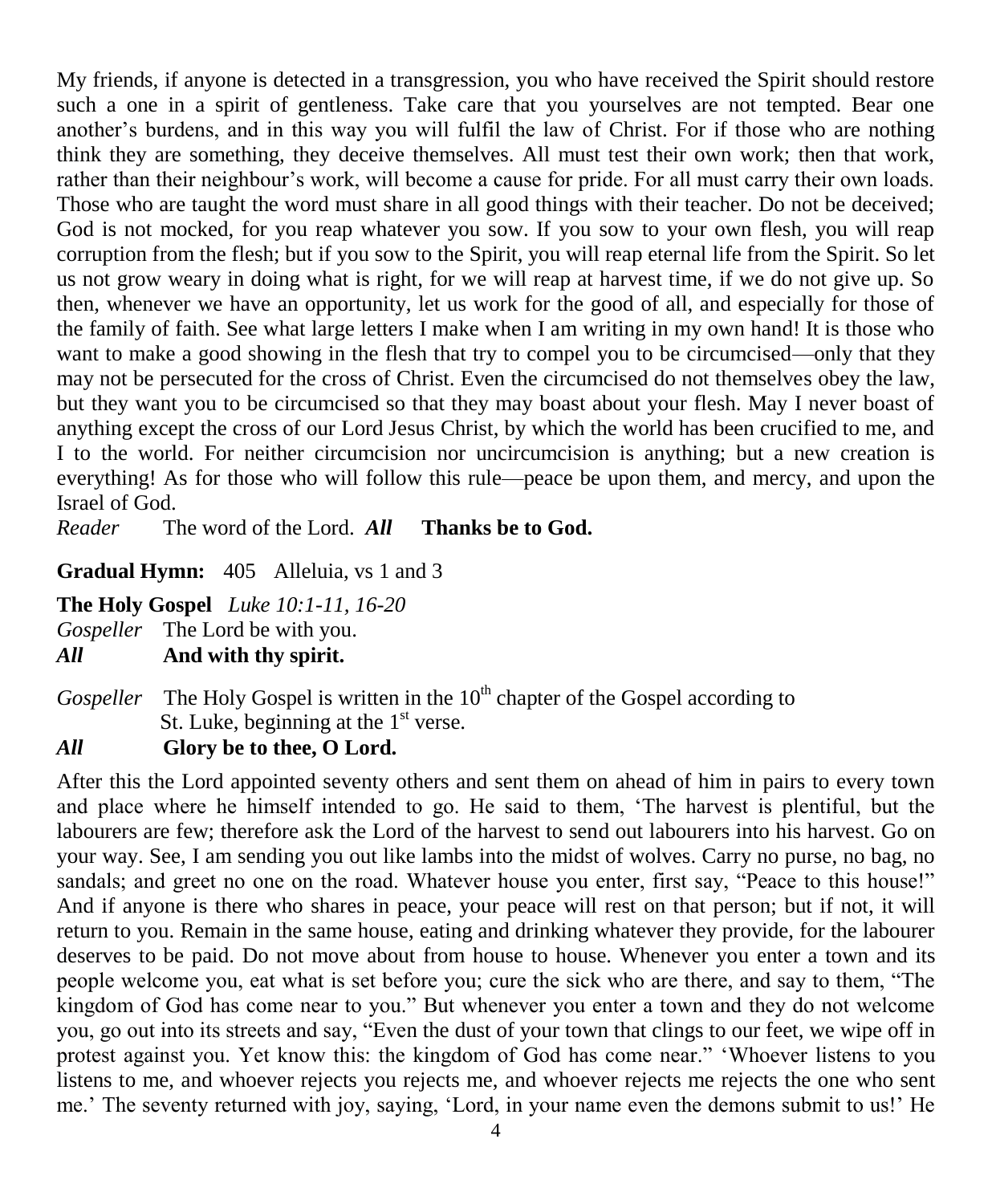My friends, if anyone is detected in a transgression, you who have received the Spirit should restore such a one in a spirit of gentleness. Take care that you yourselves are not tempted. Bear one another's burdens, and in this way you will fulfil the law of Christ. For if those who are nothing think they are something, they deceive themselves. All must test their own work; then that work, rather than their neighbour's work, will become a cause for pride. For all must carry their own loads. Those who are taught the word must share in all good things with their teacher. Do not be deceived; God is not mocked, for you reap whatever you sow. If you sow to your own flesh, you will reap corruption from the flesh; but if you sow to the Spirit, you will reap eternal life from the Spirit. So let us not grow weary in doing what is right, for we will reap at harvest time, if we do not give up. So then, whenever we have an opportunity, let us work for the good of all, and especially for those of the family of faith. See what large letters I make when I am writing in my own hand! It is those who want to make a good showing in the flesh that try to compel you to be circumcised—only that they may not be persecuted for the cross of Christ. Even the circumcised do not themselves obey the law, but they want you to be circumcised so that they may boast about your flesh. May I never boast of anything except the cross of our Lord Jesus Christ, by which the world has been crucified to me, and I to the world. For neither circumcision nor uncircumcision is anything; but a new creation is everything! As for those who will follow this rule—peace be upon them, and mercy, and upon the Israel of God.

*Reader* The word of the Lord. ***All*** **Thanks be to God.**

**Gradual Hymn:** 405 Alleluia, vs 1 and 3

**The Holy Gospel** *Luke 10:1-11, 16-20*

*Gospeller* The Lord be with you.

***All*** **And with thy spirit.**

*Gospeller* The Holy Gospel is written in the 10th chapter of the Gospel according to St. Luke, beginning at the 1st verse.

***All*** **Glory be to thee, O Lord.**

After this the Lord appointed seventy others and sent them on ahead of him in pairs to every town and place where he himself intended to go. He said to them, 'The harvest is plentiful, but the labourers are few; therefore ask the Lord of the harvest to send out labourers into his harvest. Go on your way. See, I am sending you out like lambs into the midst of wolves. Carry no purse, no bag, no sandals; and greet no one on the road. Whatever house you enter, first say, "Peace to this house!" And if anyone is there who shares in peace, your peace will rest on that person; but if not, it will return to you. Remain in the same house, eating and drinking whatever they provide, for the labourer deserves to be paid. Do not move about from house to house. Whenever you enter a town and its people welcome you, eat what is set before you; cure the sick who are there, and say to them, "The kingdom of God has come near to you." But whenever you enter a town and they do not welcome you, go out into its streets and say, "Even the dust of your town that clings to our feet, we wipe off in protest against you. Yet know this: the kingdom of God has come near." 'Whoever listens to you listens to me, and whoever rejects you rejects me, and whoever rejects me rejects the one who sent me.' The seventy returned with joy, saying, 'Lord, in your name even the demons submit to us!' He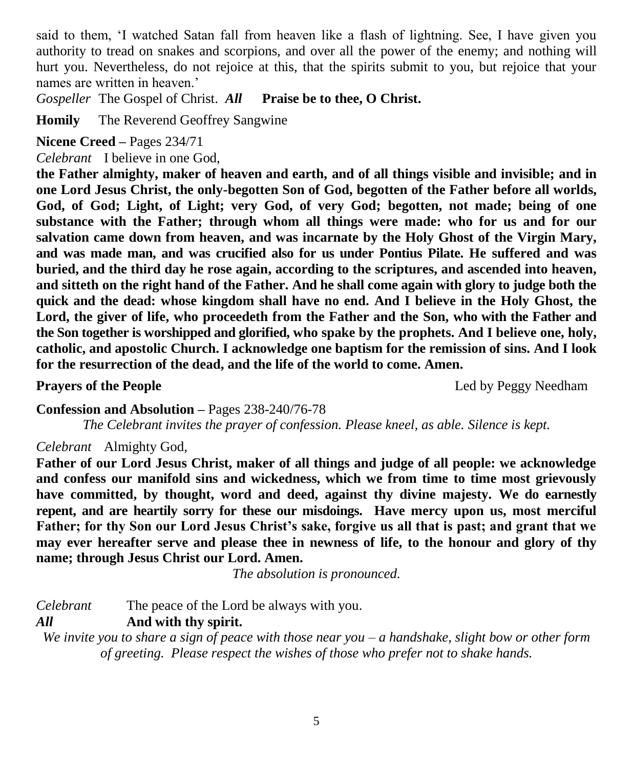said to them, 'I watched Satan fall from heaven like a flash of lightning. See, I have given you authority to tread on snakes and scorpions, and over all the power of the enemy; and nothing will hurt you. Nevertheless, do not rejoice at this, that the spirits submit to you, but rejoice that your names are written in heaven.'

*Gospeller* The Gospel of Christ. ***All*** **Praise be to thee, O Christ.**

**Homily** The Reverend Geoffrey Sangwine

**Nicene Creed –** Pages 234/71

*Celebrant* I believe in one God,

**the Father almighty, maker of heaven and earth, and of all things visible and invisible; and in one Lord Jesus Christ, the only-begotten Son of God, begotten of the Father before all worlds, God, of God; Light, of Light; very God, of very God; begotten, not made; being of one substance with the Father; through whom all things were made: who for us and for our salvation came down from heaven, and was incarnate by the Holy Ghost of the Virgin Mary, and was made man, and was crucified also for us under Pontius Pilate. He suffered and was buried, and the third day he rose again, according to the scriptures, and ascended into heaven, and sitteth on the right hand of the Father. And he shall come again with glory to judge both the quick and the dead: whose kingdom shall have no end. And I believe in the Holy Ghost, the Lord, the giver of life, who proceedeth from the Father and the Son, who with the Father and the Son together is worshipped and glorified, who spake by the prophets. And I believe one, holy, catholic, and apostolic Church. I acknowledge one baptism for the remission of sins. And I look for the resurrection of the dead, and the life of the world to come. Amen.**

**Prayers of the People** Led by Peggy Needham

**Confession and Absolution –** Pages 238-240/76-78

*The Celebrant invites the prayer of confession. Please kneel, as able. Silence is kept.*

*Celebrant* Almighty God,

**Father of our Lord Jesus Christ, maker of all things and judge of all people: we acknowledge and confess our manifold sins and wickedness, which we from time to time most grievously have committed, by thought, word and deed, against thy divine majesty. We do earnestly repent, and are heartily sorry for these our misdoings. Have mercy upon us, most merciful Father; for thy Son our Lord Jesus Christ's sake, forgive us all that is past; and grant that we may ever hereafter serve and please thee in newness of life, to the honour and glory of thy name; through Jesus Christ our Lord. Amen.**

*The absolution is pronounced.*

*Celebrant* The peace of the Lord be always with you.

***All*** **And with thy spirit.**

*We invite you to share a sign of peace with those near you – a handshake, slight bow or other form of greeting. Please respect the wishes of those who prefer not to shake hands.*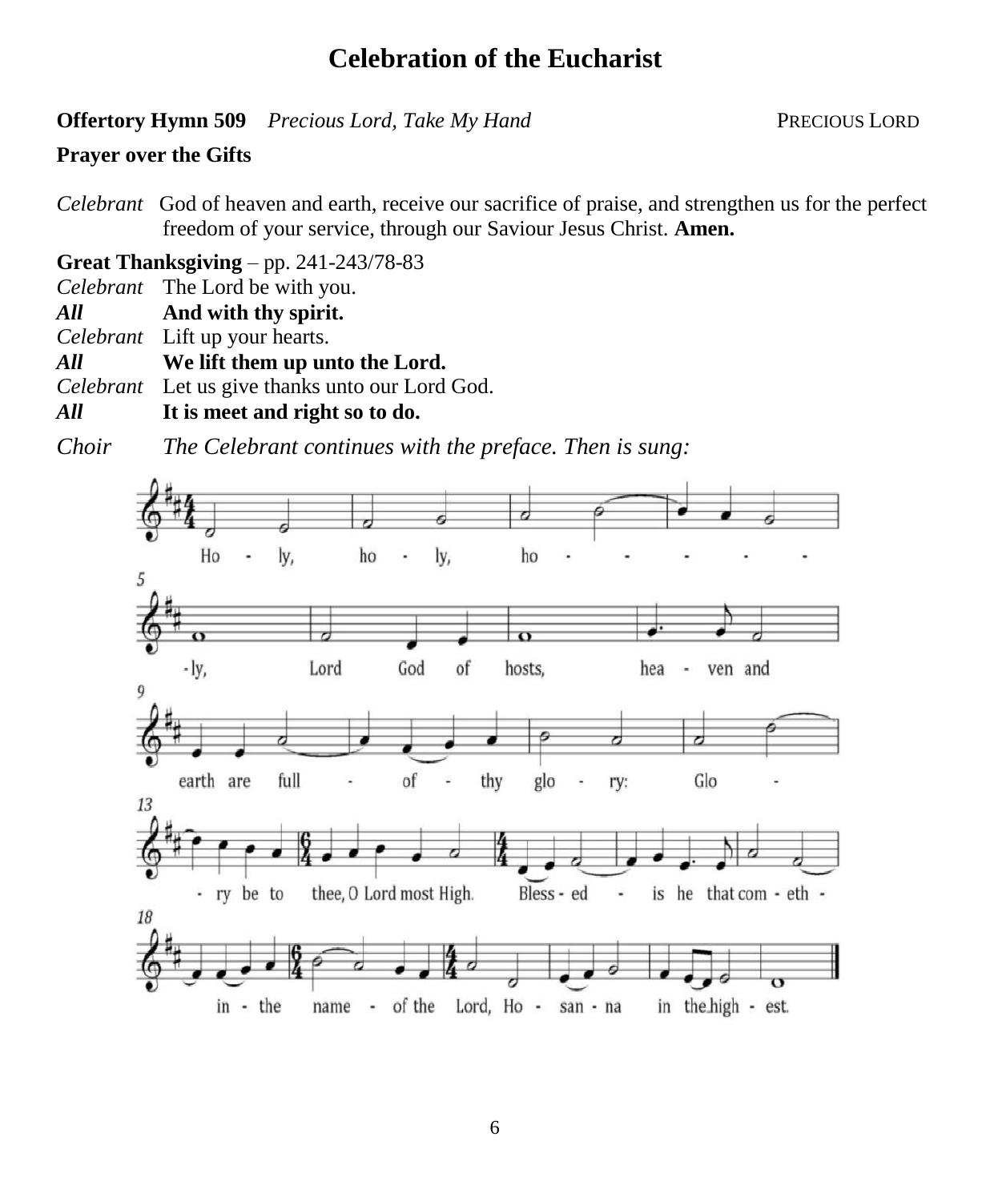# Celebration of the Eucharist

**Offertory Hymn 509** *Precious Lord, Take My Hand* PRECIOUS LORD

**Prayer over the Gifts**

*Celebrant* God of heaven and earth, receive our sacrifice of praise, and strengthen us for the perfect freedom of your service, through our Saviour Jesus Christ. **Amen.**

**Great Thanksgiving** – pp. 241-243/78-83

*Celebrant* The Lord be with you.
***All*** **And with thy spirit.**
*Celebrant* Lift up your hearts.
***All*** **We lift them up unto the Lord.**
*Celebrant* Let us give thanks unto our Lord God.
***All*** **It is meet and right so to do.**

*Choir* *The Celebrant continues with the preface. Then is sung:*

Holy, holy, holy, Lord God of hosts, heaven and earth are full of thy glory: Glory be to thee, O Lord most High. Blessed is he that cometh in the name of the Lord, Hosanna in the highest.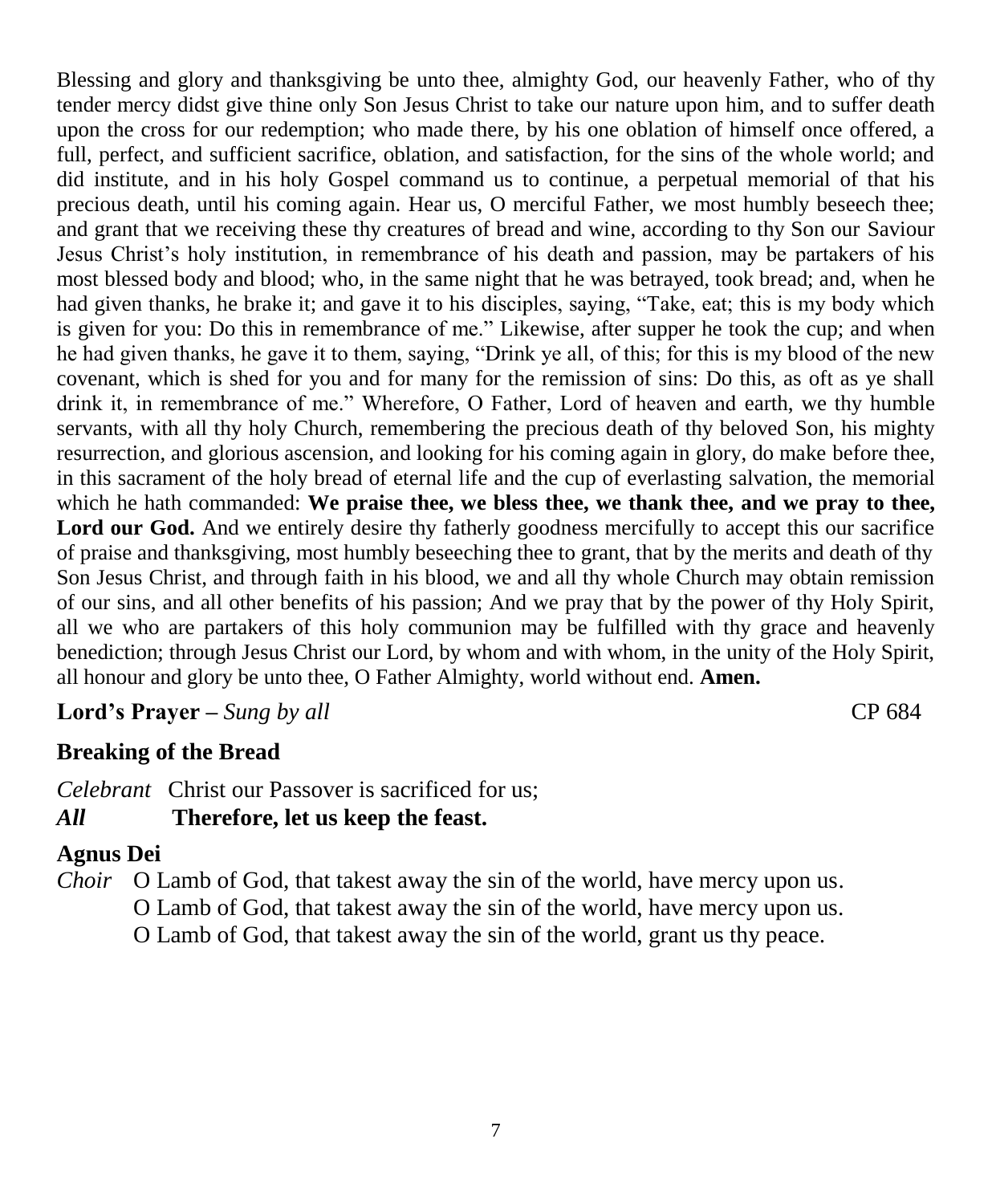Blessing and glory and thanksgiving be unto thee, almighty God, our heavenly Father, who of thy tender mercy didst give thine only Son Jesus Christ to take our nature upon him, and to suffer death upon the cross for our redemption; who made there, by his one oblation of himself once offered, a full, perfect, and sufficient sacrifice, oblation, and satisfaction, for the sins of the whole world; and did institute, and in his holy Gospel command us to continue, a perpetual memorial of that his precious death, until his coming again. Hear us, O merciful Father, we most humbly beseech thee; and grant that we receiving these thy creatures of bread and wine, according to thy Son our Saviour Jesus Christ's holy institution, in remembrance of his death and passion, may be partakers of his most blessed body and blood; who, in the same night that he was betrayed, took bread; and, when he had given thanks, he brake it; and gave it to his disciples, saying, "Take, eat; this is my body which is given for you: Do this in remembrance of me." Likewise, after supper he took the cup; and when he had given thanks, he gave it to them, saying, "Drink ye all, of this; for this is my blood of the new covenant, which is shed for you and for many for the remission of sins: Do this, as oft as ye shall drink it, in remembrance of me." Wherefore, O Father, Lord of heaven and earth, we thy humble servants, with all thy holy Church, remembering the precious death of thy beloved Son, his mighty resurrection, and glorious ascension, and looking for his coming again in glory, do make before thee, in this sacrament of the holy bread of eternal life and the cup of everlasting salvation, the memorial which he hath commanded: **We praise thee, we bless thee, we thank thee, and we pray to thee, Lord our God.** And we entirely desire thy fatherly goodness mercifully to accept this our sacrifice of praise and thanksgiving, most humbly beseeching thee to grant, that by the merits and death of thy Son Jesus Christ, and through faith in his blood, we and all thy whole Church may obtain remission of our sins, and all other benefits of his passion; And we pray that by the power of thy Holy Spirit, all we who are partakers of this holy communion may be fulfilled with thy grace and heavenly benediction; through Jesus Christ our Lord, by whom and with whom, in the unity of the Holy Spirit, all honour and glory be unto thee, O Father Almighty, world without end. **Amen.**

**Lord's Prayer –** *Sung by all* CP 684

### Breaking of the Bread

*Celebrant* Christ our Passover is sacrificed for us;
***All*** **Therefore, let us keep the feast.**

### Agnus Dei

*Choir* O Lamb of God, that takest away the sin of the world, have mercy upon us.
O Lamb of God, that takest away the sin of the world, have mercy upon us.
O Lamb of God, that takest away the sin of the world, grant us thy peace.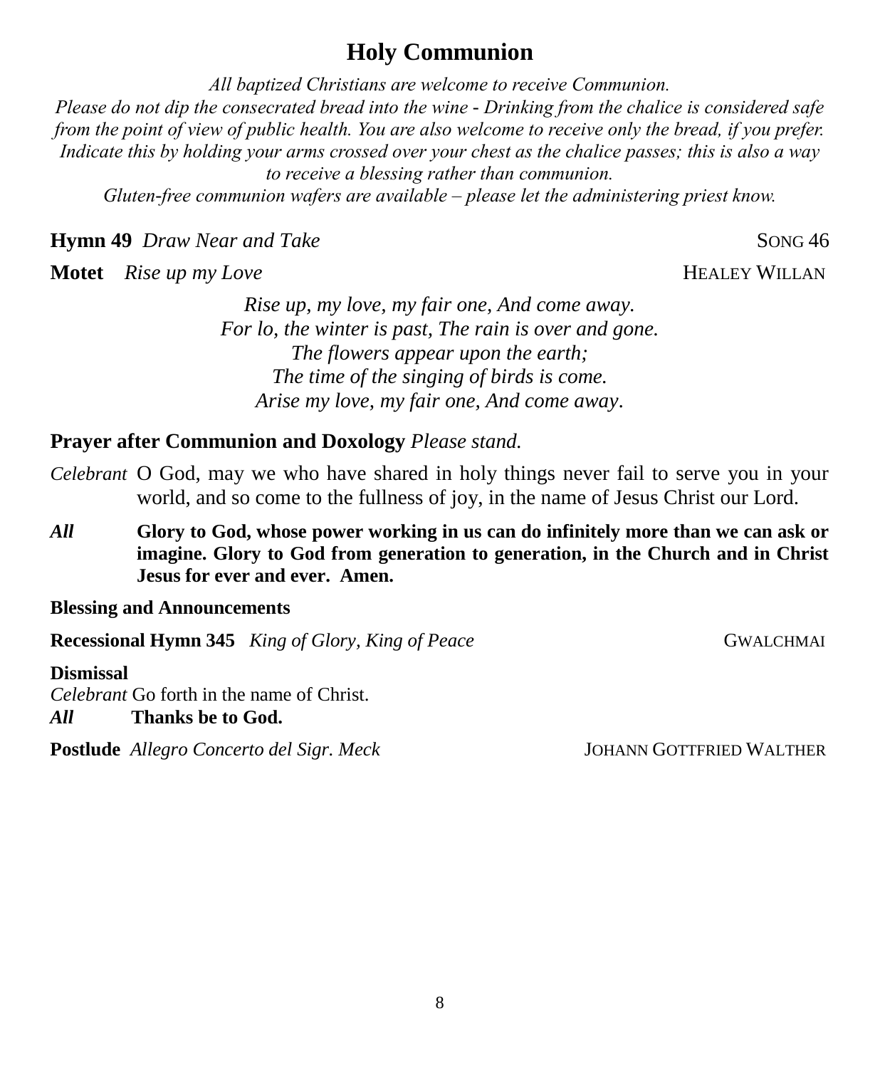# Holy Communion

*All baptized Christians are welcome to receive Communion.*
*Please do not dip the consecrated bread into the wine - Drinking from the chalice is considered safe from the point of view of public health. You are also welcome to receive only the bread, if you prefer. Indicate this by holding your arms crossed over your chest as the chalice passes; this is also a way to receive a blessing rather than communion.*
*Gluten-free communion wafers are available – please let the administering priest know.*

**Hymn 49** *Draw Near and Take* SONG 46

**Motet** *Rise up my Love* HEALEY WILLAN

*Rise up, my love, my fair one, And come away.*
*For lo, the winter is past, The rain is over and gone.*
*The flowers appear upon the earth;*
*The time of the singing of birds is come.*
*Arise my love, my fair one, And come away.*

**Prayer after Communion and Doxology** *Please stand.*

*Celebrant* O God, may we who have shared in holy things never fail to serve you in your world, and so come to the fullness of joy, in the name of Jesus Christ our Lord.

***All*** **Glory to God, whose power working in us can do infinitely more than we can ask or imagine. Glory to God from generation to generation, in the Church and in Christ Jesus for ever and ever. Amen.**

**Blessing and Announcements**

**Recessional Hymn 345** *King of Glory, King of Peace* GWALCHMAI

**Dismissal**
*Celebrant* Go forth in the name of Christ.
***All*** **Thanks be to God.**

**Postlude** *Allegro Concerto del Sigr. Meck* JOHANN GOTTFRIED WALTHER